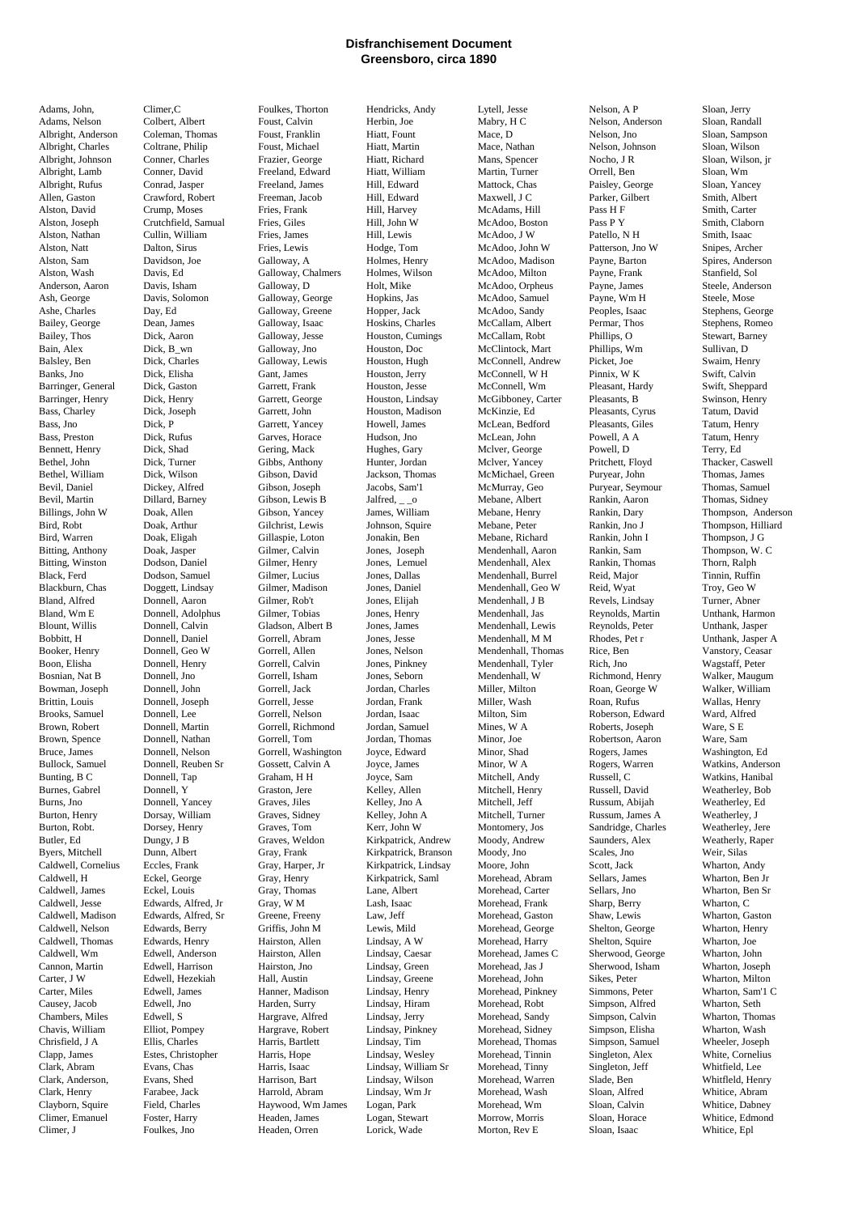# Disfranchisement Document
## Greensboro, circa 1890

Adams, John,
Adams, Nelson
Albright, Anderson
Albright, Charles
Albright, Johnson
Albright, Lamb
Albright, Rufus
Allen, Gaston
Alston, David
Alston, Joseph
Alston, Nathan
Alston, Natt
Alston, Sam
Alston, Wash
Anderson, Aaron
Ash, George
Ashe, Charles
Bailey, George
Bailey, Thos
Bain, Alex
Balsley, Ben
Banks, Jno
Barringer, General
Barringer, Henry
Bass, Charley
Bass, Jno
Bass, Preston
Bennett, Henry
Bethel, John
Bethel, William
Bevil, Daniel
Bevil, Martin
Billings, John W
Bird, Robt
Bird, Warren
Bitting, Anthony
Bitting, Winston
Black, Ferd
Blackburn, Chas
Bland, Alfred
Bland, Wm E
Blount, Willis
Bobbitt, H
Booker, Henry
Boon, Elisha
Bosnian, Nat B
Bowman, Joseph
Brittin, Louis
Brooks, Samuel
Brown, Robert
Brown, Spence
Bruce, James
Bullock, Samuel
Bunting, B C
Burnes, Gabrel
Burns, Jno
Burton, Henry
Burton, Robt.
Butler, Ed
Byers, Mitchell
Caldwell, Cornelius
Caldwell, H
Caldwell, James
Caldwell, Jesse
Caldwell, Madison
Caldwell, Nelson
Caldwell, Thomas
Caldwell, Wm
Cannon, Martin
Carter, J W
Carter, Miles
Causey, Jacob
Chambers, Miles
Chavis, William
Chrisfield, J A
Clapp, James
Clark, Abram
Clark, Anderson,
Clark, Henry
Clayborn, Squire
Climer, Emanuel
Climer, J

Climer,C
Colbert, Albert
Coleman, Thomas
Coltrane, Philip
Conner, Charles
Conner, David
Conrad, Jasper
Crawford, Robert
Crump, Moses
Crutchfield, Samual
Cullin, William
Dalton, Sirus
Davidson, Joe
Davis, Ed
Davis, Isham
Davis, Solomon
Day, Ed
Dean, James
Dick, Aaron
Dick, B_wn
Dick, Charles
Dick, Elisha
Dick, Gaston
Dick, Henry
Dick, Joseph
Dick, P
Dick, Rufus
Dick, Shad
Dick, Turner
Dick, Wilson
Dickey, Alfred
Dillard, Barney
Doak, Allen
Doak, Arthur
Doak, Eligah
Doak, Jasper
Dodson, Daniel
Dodson, Samuel
Doggett, Lindsay
Donnell, Aaron
Donnell, Adolphus
Donnell, Calvin
Donnell, Daniel
Donnell, Geo W
Donnell, Henry
Donnell, Jno
Donnell, John
Donnell, Joseph
Donnell, Lee
Donnell, Martin
Donnell, Nathan
Donnell, Nelson
Donnell, Reuben Sr
Donnell, Tap
Donnell, Y
Donnell, Yancey
Dorsay, William
Dorsey, Henry
Dungy, J B
Dunn, Albert
Eccles, Frank
Eckel, George
Eckel, Louis
Edwards, Alfred, Jr
Edwards, Alfred, Sr
Edwards, Berry
Edwards, Henry
Edwell, Anderson
Edwell, Harrison
Edwell, Hezekiah
Edwell, James
Edwell, Jno
Edwell, S
Elliot, Pompey
Ellis, Charles
Estes, Christopher
Evans, Chas
Evans, Shed
Farabee, Jack
Field, Charles
Foster, Harry
Foulkes, Jno

Foulkes, Thorton
Foust, Calvin
Foust, Franklin
Foust, Michael
Frazier, George
Freeland, Edward
Freeland, James
Freeman, Jacob
Fries, Frank
Fries, Giles
Fries, James
Fries, Lewis
Galloway, A
Galloway, Chalmers
Galloway, D
Galloway, George
Galloway, Greene
Galloway, Isaac
Galloway, Jesse
Galloway, Jno
Galloway, Lewis
Gant, James
Garrett, Frank
Garrett, George
Garrett, John
Garrett, Yancey
Garves, Horace
Gering, Mack
Gibbs, Anthony
Gibson, David
Gibson, Joseph
Gibson, Lewis B
Gibson, Yancey
Gilchrist, Lewis
Gillaspie, Loton
Gilmer, Calvin
Gilmer, Henry
Gilmer, Lucius
Gilmer, Madison
Gilmer, Rob't
Gilmer, Tobias
Gladson, Albert B
Gorrell, Abram
Gorrell, Allen
Gorrell, Calvin
Gorrell, Isham
Gorrell, Jack
Gorrell, Jesse
Gorrell, Nelson
Gorrell, Richmond
Gorrell, Tom
Gorrell, Washington
Gossett, Calvin A
Graham, H H
Graston, Jere
Graves, Jiles
Graves, Sidney
Graves, Tom
Graves, Weldon
Gray, Frank
Gray, Harper, Jr
Gray, Henry
Gray, Thomas
Gray, W M
Greene, Freeny
Griffis, John M
Hairston, Allen
Hairston, Allen
Hairston, Jno
Hall, Austin
Hanner, Madison
Harden, Surry
Hargrave, Alfred
Hargrave, Robert
Harris, Bartlett
Harris, Hope
Harris, Isaac
Harrison, Bart
Harrold, Abram
Haywood, Wm James
Headen, James
Headen, Orren

Hendricks, Andy
Herbin, Joe
Hiatt, Fount
Hiatt, Martin
Hiatt, Richard
Hiatt, William
Hill, Edward
Hill, Edward
Hill, Harvey
Hill, John W
Hill, Lewis
Hodge, Tom
Holmes, Henry
Holmes, Wilson
Holt, Mike
Hopkins, Jas
Hopper, Jack
Hoskins, Charles
Houston, Cumings
Houston, Doc
Houston, Hugh
Houston, Jerry
Houston, Jesse
Houston, Lindsay
Houston, Madison
Howell, James
Hudson, Jno
Hughes, Gary
Hunter, Jordan
Jackson, Thomas
Jacobs, Sam'l
Jalfred, _ _o
James, William
Johnson, Squire
Jonakin, Ben
Jones, Joseph
Jones, Lemuel
Jones, Dallas
Jones, Daniel
Jones, Elijah
Jones, Henry
Jones, James
Jones, Jesse
Jones, Nelson
Jones, Pinkney
Jones, Seborn
Jordan, Charles
Jordan, Frank
Jordan, Isaac
Jordan, Samuel
Jordan, Thomas
Joyce, Edward
Joyce, James
Joyce, Sam
Kelley, Allen
Kelley, Jno A
Kelley, John A
Kerr, John W
Kirkpatrick, Andrew
Kirkpatrick, Branson
Kirkpatrick, Lindsay
Kirkpatrick, Saml
Lane, Albert
Lash, Isaac
Law, Jeff
Lewis, Mild
Lindsay, A W
Lindsay, Caesar
Lindsay, Green
Lindsay, Greene
Lindsay, Henry
Lindsay, Hiram
Lindsay, Jerry
Lindsay, Pinkney
Lindsay, Tim
Lindsay, Wesley
Lindsay, William Sr
Lindsay, Wilson
Lindsay, Wm Jr
Logan, Park
Logan, Stewart
Lorick, Wade

Lytell, Jesse
Mabry, H C
Mace, D
Mace, Nathan
Mans, Spencer
Martin, Turner
Mattock, Chas
Maxwell, J C
McAdams, Hill
McAdoo, Boston
McAdoo, J W
McAdoo, John W
McAdoo, Madison
McAdoo, Milton
McAdoo, Orpheus
McAdoo, Samuel
McAdoo, Sandy
McCallam, Albert
McCallam, Robt
McClintock, Mart
McConnell, Andrew
McConnell, W H
McConnell, Wm
McGibboney, Carter
McKinzie, Ed
McLean, Bedford
McLean, John
Mclver, George
Mclver, Yancey
McMichael, Green
McMurray, Geo
Mebane, Albert
Mebane, Henry
Mebane, Peter
Mebane, Richard
Mendenhall, Aaron
Mendenhall, Alex
Mendenhall, Burrel
Mendenhall, Geo W
Mendenhall, J B
Mendenhall, Jas
Mendenhall, Lewis
Mendenhall, M M
Mendenhall, Thomas
Mendenhall, Tyler
Mendenhall, W
Miller, Milton
Miller, Wash
Milton, Sim
Mines, W A
Minor, Joe
Minor, Shad
Minor, W A
Mitchell, Andy
Mitchell, Henry
Mitchell, Jeff
Mitchell, Turner
Montomery, Jos
Moody, Andrew
Moody, Jno
Moore, John
Morehead, Abram
Morehead, Carter
Morehead, Frank
Morehead, Gaston
Morehead, George
Morehead, Harry
Morehead, James C
Morehead, Jas J
Morehead, John
Morehead, Pinkney
Morehead, Robt
Morehead, Sandy
Morehead, Sidney
Morehead, Thomas
Morehead, Tinnin
Morehead, Tinny
Morehead, Warren
Morehead, Wash
Morehead, Wm
Morrow, Morris
Morton, Rev E

Nelson, A P
Nelson, Anderson
Nelson, Jno
Nelson, Johnson
Nocho, J R
Orrell, Ben
Paisley, George
Parker, Gilbert
Pass H F
Pass P Y
Patello, N H
Patterson, Jno W
Payne, Barton
Payne, Frank
Payne, James
Payne, Wm H
Peoples, Isaac
Permar, Thos
Phillips, O
Phillips, Wm
Picket, Joe
Pinnix, W K
Pleasant, Hardy
Pleasants, B
Pleasants, Cyrus
Pleasants, Giles
Powell, A A
Powell, D
Pritchett, Floyd
Puryear, John
Puryear, Seymour
Rankin, Aaron
Rankin, Dary
Rankin, Jno J
Rankin, John I
Rankin, Sam
Rankin, Thomas
Reid, Major
Reid, Wyat
Revels, Lindsay
Reynolds, Martin
Reynolds, Peter
Rhodes, Pet r
Rice, Ben
Rich, Jno
Richmond, Henry
Roan, George W
Roan, Rufus
Roberson, Edward
Roberts, Joseph
Robertson, Aaron
Rogers, James
Rogers, Warren
Russell, C
Russell, David
Russum, Abijah
Russum, James A
Sandridge, Charles
Saunders, Alex
Scales, Jno
Scott, Jack
Sellars, James
Sellars, Jno
Sharp, Berry
Shaw, Lewis
Shelton, George
Shelton, Squire
Sherwood, George
Sherwood, Isham
Sikes, Peter
Simmons, Peter
Simpson, Alfred
Simpson, Calvin
Simpson, Elisha
Simpson, Samuel
Singleton, Alex
Singleton, Jeff
Slade, Ben
Sloan, Alfred
Sloan, Calvin
Sloan, Horace
Sloan, Isaac

Sloan, Jerry
Sloan, Randall
Sloan, Sampson
Sloan, Wilson
Sloan, Wilson, jr
Sloan, Wm
Sloan, Yancey
Smith, Albert
Smith, Carter
Smith, Claborn
Smith, Isaac
Snipes, Archer
Spires, Anderson
Stanfield, Sol
Steele, Anderson
Steele, Mose
Stephens, George
Stephens, Romeo
Stewart, Barney
Sullivan, D
Swaim, Henry
Swift, Calvin
Swift, Sheppard
Swinson, Henry
Tatum, David
Tatum, Henry
Tatum, Henry
Terry, Ed
Thacker, Caswell
Thomas, James
Thomas, Samuel
Thomas, Sidney
Thompson, Anderson
Thompson, Hilliard
Thompson, J G
Thompson, W. C
Thorn, Ralph
Tinnin, Ruffin
Troy, Geo W
Turner, Abner
Unthank, Harmon
Unthank, Jasper
Unthank, Jasper A
Vanstory, Ceasar
Wagstaff, Peter
Walker, Maugum
Walker, William
Wallas, Henry
Ward, Alfred
Ware, S E
Ware, Sam
Washington, Ed
Watkins, Anderson
Watkins, Hanibal
Weatherley, Bob
Weatherley, Ed
Weatherley, J
Weatherley, Jere
Weatherly, Raper
Weir, Silas
Wharton, Andy
Wharton, Ben Jr
Wharton, Ben Sr
Wharton, C
Wharton, Gaston
Wharton, Henry
Wharton, Joe
Wharton, John
Wharton, Joseph
Wharton, Milton
Wharton, Sam'1 C
Wharton, Seth
Wharton, Thomas
Wharton, Wash
Wheeler, Joseph
White, Cornelius
Whitfield, Lee
Whitfleld, Henry
Whitice, Abram
Whitice, Dabney
Whitice, Edmond
Whitice, Epl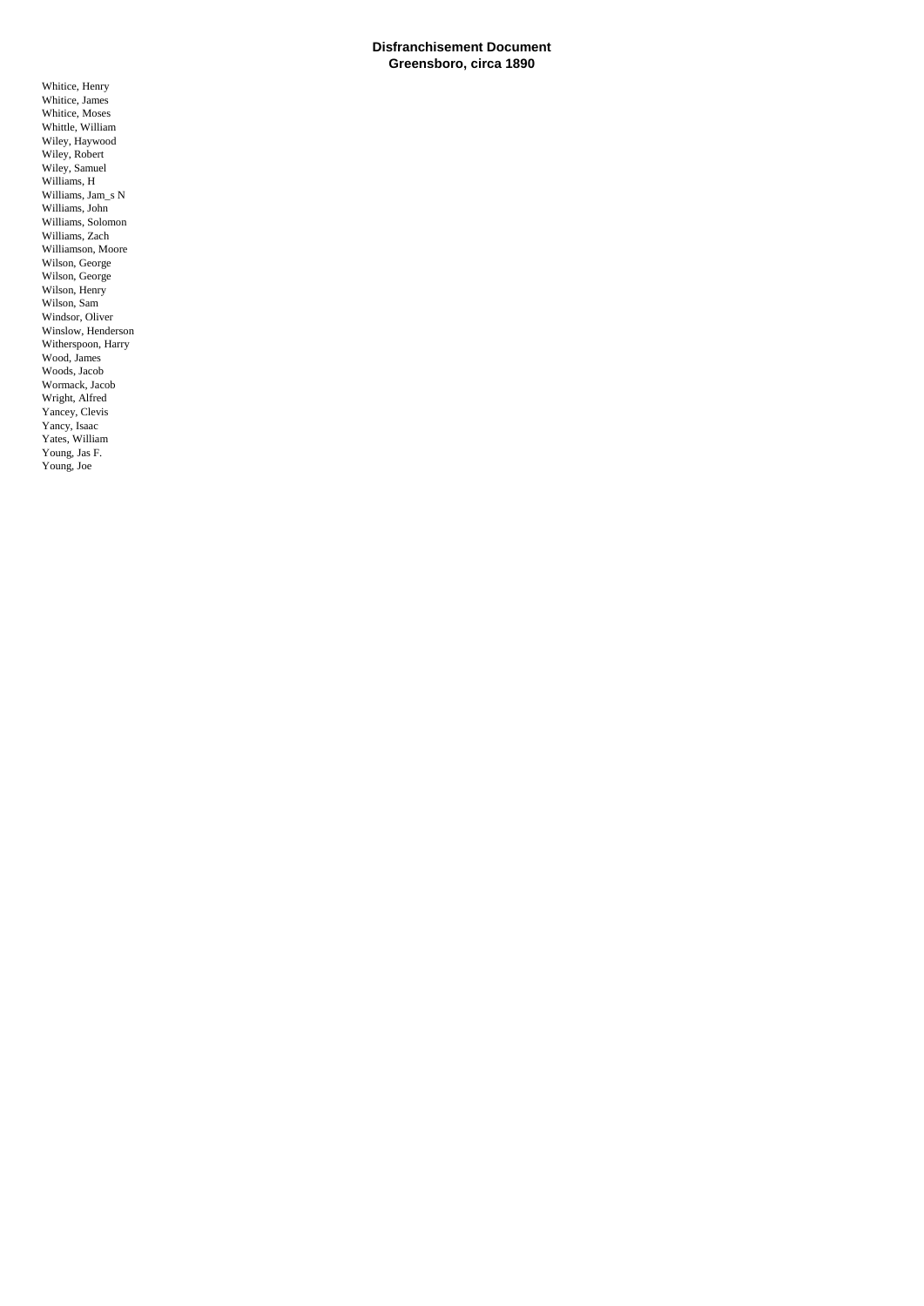Whitice, Henry
Whitice, James
Whitice, Moses
Whittle, William
Wiley, Haywood
Wiley, Robert
Wiley, Samuel
Williams, H
Williams, Jam_s N
Williams, John
Williams, Solomon
Williams, Zach
Williamson, Moore
Wilson, George
Wilson, George
Wilson, Henry
Wilson, Sam
Windsor, Oliver
Winslow, Henderson
Witherspoon, Harry
Wood, James
Woods, Jacob
Wormack, Jacob
Wright, Alfred
Yancey, Clevis
Yancy, Isaac
Yates, William
Young, Jas F.
Young, Joe